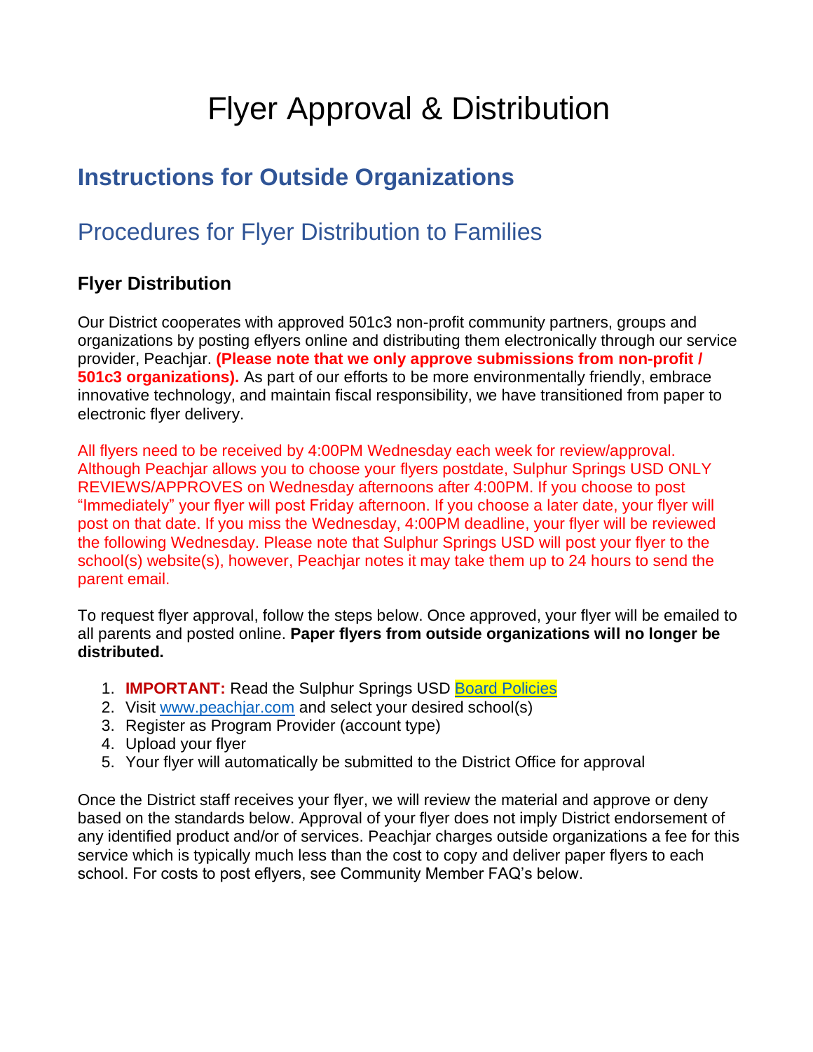# Flyer Approval & Distribution

## Instructions for Outside Organizations

## Procedures for Flyer Distribution to Families

### Flyer Distribution

Our District cooperates with approved 501c3 non-profit community partners, groups and organizations by posting eflyers online and distributing them electronically through our service provider, Peachjar. **(Please note that we only approve submissions from non-profit / 501c3 organizations).** As part of our efforts to be more environmentally friendly, embrace innovative technology, and maintain fiscal responsibility, we have transitioned from paper to electronic flyer delivery.

All flyers need to be received by 4:00PM Wednesday each week for review/approval. Although Peachjar allows you to choose your flyers postdate, Sulphur Springs USD ONLY REVIEWS/APPROVES on Wednesday afternoons after 4:00PM. If you choose to post "Immediately" your flyer will post Friday afternoon. If you choose a later date, your flyer will post on that date. If you miss the Wednesday, 4:00PM deadline, your flyer will be reviewed the following Wednesday. Please note that Sulphur Springs USD will post your flyer to the school(s) website(s), however, Peachjar notes it may take them up to 24 hours to send the parent email.

To request flyer approval, follow the steps below. Once approved, your flyer will be emailed to all parents and posted online. **Paper flyers from outside organizations will no longer be distributed.**

1. **IMPORTANT:** Read the Sulphur Springs USD Board Policies
2. Visit www.peachjar.com and select your desired school(s)
3. Register as Program Provider (account type)
4. Upload your flyer
5. Your flyer will automatically be submitted to the District Office for approval

Once the District staff receives your flyer, we will review the material and approve or deny based on the standards below. Approval of your flyer does not imply District endorsement of any identified product and/or of services. Peachjar charges outside organizations a fee for this service which is typically much less than the cost to copy and deliver paper flyers to each school. For costs to post eflyers, see Community Member FAQ's below.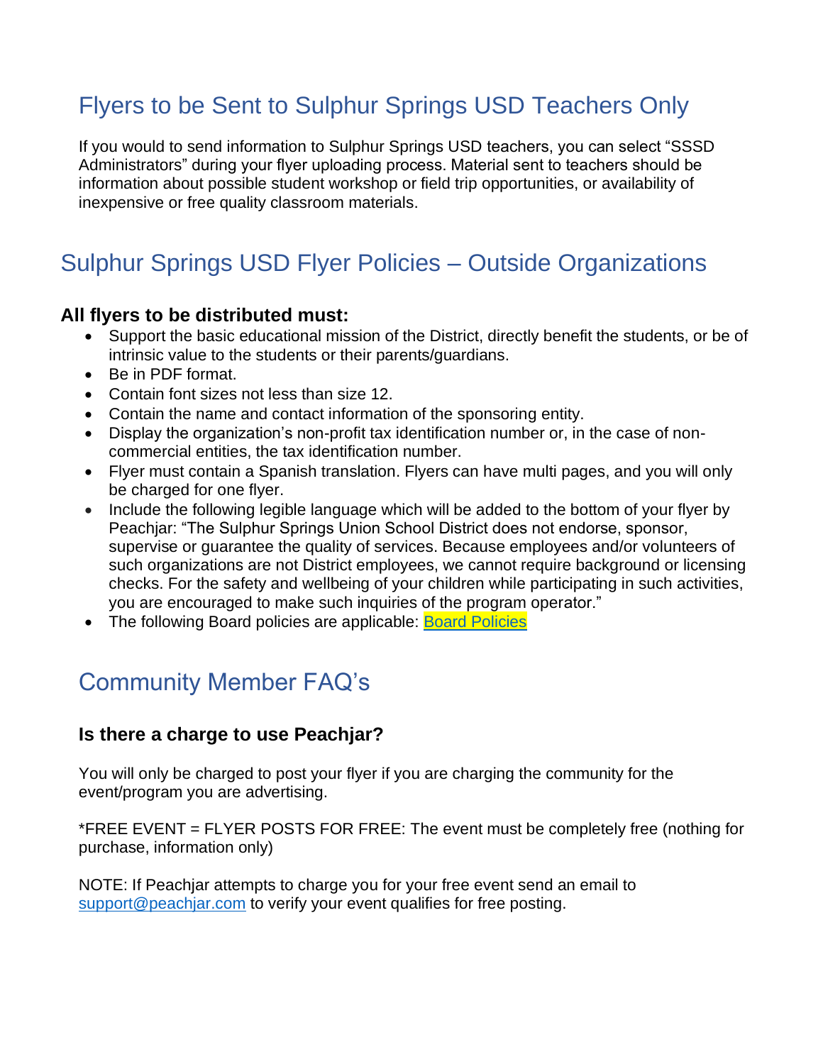## Flyers to be Sent to Sulphur Springs USD Teachers Only

If you would to send information to Sulphur Springs USD teachers, you can select "SSSD Administrators" during your flyer uploading process. Material sent to teachers should be information about possible student workshop or field trip opportunities, or availability of inexpensive or free quality classroom materials.

## Sulphur Springs USD Flyer Policies – Outside Organizations

### All flyers to be distributed must:

- Support the basic educational mission of the District, directly benefit the students, or be of intrinsic value to the students or their parents/guardians.
- Be in PDF format.
- Contain font sizes not less than size 12.
- Contain the name and contact information of the sponsoring entity.
- Display the organization's non-profit tax identification number or, in the case of non-commercial entities, the tax identification number.
- Flyer must contain a Spanish translation. Flyers can have multi pages, and you will only be charged for one flyer.
- Include the following legible language which will be added to the bottom of your flyer by Peachjar: "The Sulphur Springs Union School District does not endorse, sponsor, supervise or guarantee the quality of services. Because employees and/or volunteers of such organizations are not District employees, we cannot require background or licensing checks. For the safety and wellbeing of your children while participating in such activities, you are encouraged to make such inquiries of the program operator."
- The following Board policies are applicable: Board Policies

## Community Member FAQ's

### Is there a charge to use Peachjar?

You will only be charged to post your flyer if you are charging the community for the event/program you are advertising.

*FREE EVENT = FLYER POSTS FOR FREE: The event must be completely free (nothing for purchase, information only)

NOTE: If Peachjar attempts to charge you for your free event send an email to support@peachjar.com to verify your event qualifies for free posting.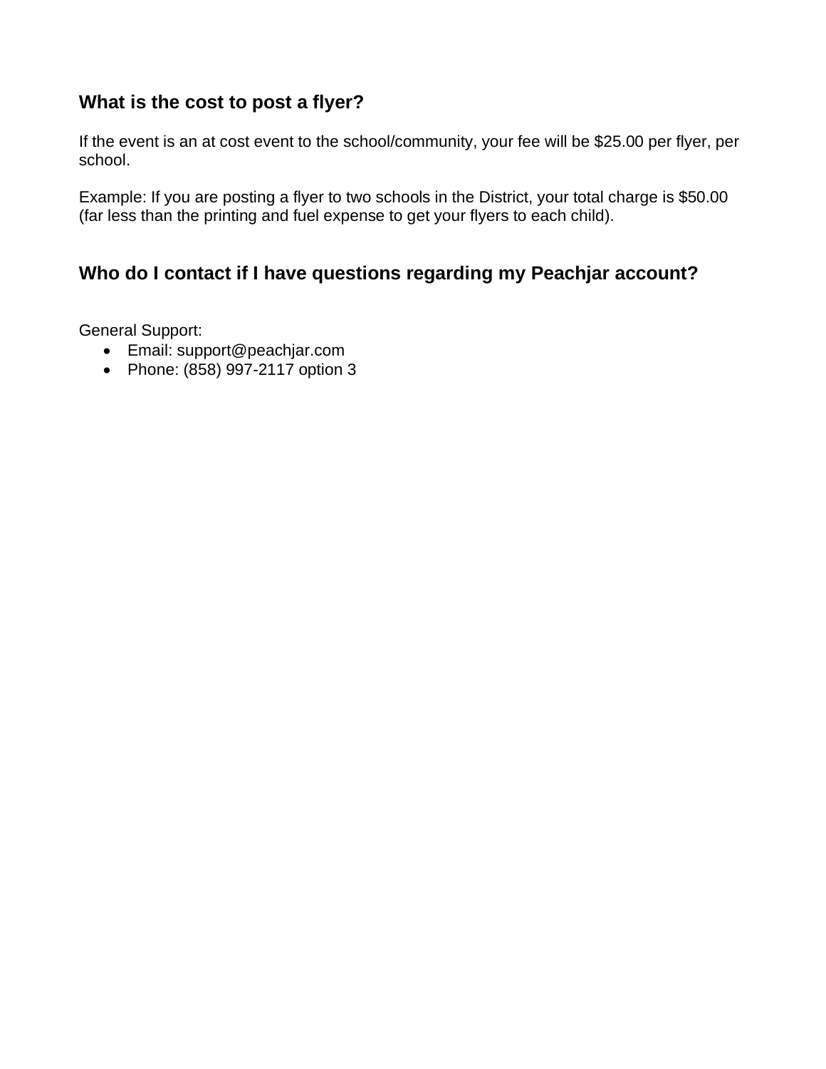## What is the cost to post a flyer?

If the event is an at cost event to the school/community, your fee will be $25.00 per flyer, per school.

Example: If you are posting a flyer to two schools in the District, your total charge is $50.00 (far less than the printing and fuel expense to get your flyers to each child).

## Who do I contact if I have questions regarding my Peachjar account?

General Support:

- Email: support@peachjar.com
- Phone: (858) 997-2117 option 3